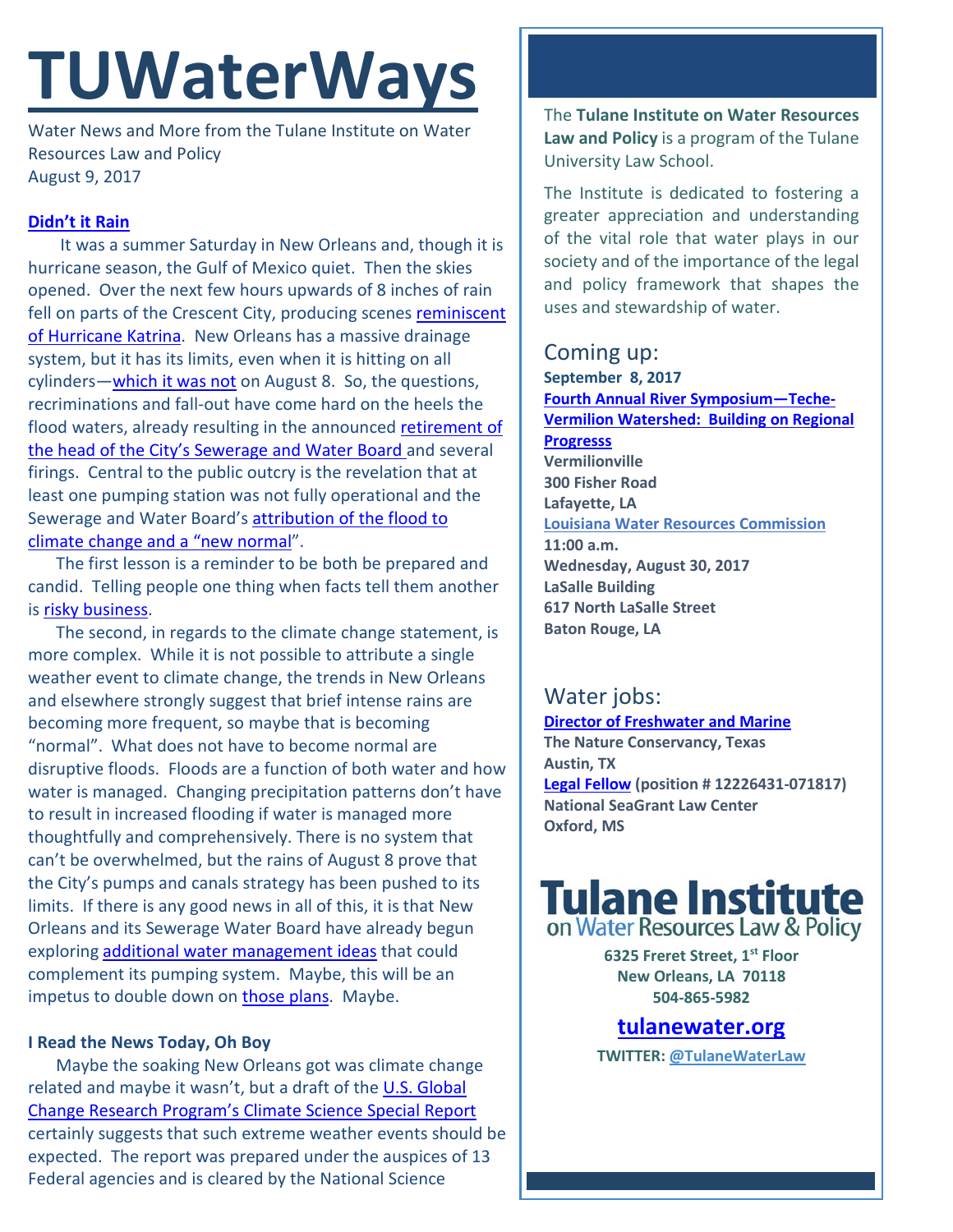# TUWaterWays

Water News and More from the Tulane Institute on Water Resources Law and Policy
August 9, 2017

## Didn't it Rain

It was a summer Saturday in New Orleans and, though it is hurricane season, the Gulf of Mexico quiet. Then the skies opened. Over the next few hours upwards of 8 inches of rain fell on parts of the Crescent City, producing scenes reminiscent of Hurricane Katrina. New Orleans has a massive drainage system, but it has its limits, even when it is hitting on all cylinders—which it was not on August 8. So, the questions, recriminations and fall-out have come hard on the heels the flood waters, already resulting in the announced retirement of the head of the City's Sewerage and Water Board and several firings. Central to the public outcry is the revelation that at least one pumping station was not fully operational and the Sewerage and Water Board's attribution of the flood to climate change and a "new normal".

The first lesson is a reminder to be both be prepared and candid. Telling people one thing when facts tell them another is risky business.

The second, in regards to the climate change statement, is more complex. While it is not possible to attribute a single weather event to climate change, the trends in New Orleans and elsewhere strongly suggest that brief intense rains are becoming more frequent, so maybe that is becoming "normal". What does not have to become normal are disruptive floods. Floods are a function of both water and how water is managed. Changing precipitation patterns don't have to result in increased flooding if water is managed more thoughtfully and comprehensively. There is no system that can't be overwhelmed, but the rains of August 8 prove that the City's pumps and canals strategy has been pushed to its limits. If there is any good news in all of this, it is that New Orleans and its Sewerage Water Board have already begun exploring additional water management ideas that could complement its pumping system. Maybe, this will be an impetus to double down on those plans. Maybe.

## I Read the News Today, Oh Boy

Maybe the soaking New Orleans got was climate change related and maybe it wasn't, but a draft of the U.S. Global Change Research Program's Climate Science Special Report certainly suggests that such extreme weather events should be expected. The report was prepared under the auspices of 13 Federal agencies and is cleared by the National Science

---

The **Tulane Institute on Water Resources Law and Policy** is a program of the Tulane University Law School.

The Institute is dedicated to fostering a greater appreciation and understanding of the vital role that water plays in our society and of the importance of the legal and policy framework that shapes the uses and stewardship of water.

## Coming up:

**September 8, 2017**
**Fourth Annual River Symposium—Teche-Vermilion Watershed: Building on Regional Progresss**
**Vermilionville**
**300 Fisher Road**
**Lafayette, LA**

**Louisiana Water Resources Commission**
**11:00 a.m.**
**Wednesday, August 30, 2017**
**LaSalle Building**
**617 North LaSalle Street**
**Baton Rouge, LA**

## Water jobs:

**Director of Freshwater and Marine**
**The Nature Conservancy, Texas**
**Austin, TX**

**Legal Fellow (position # 12226431-071817)**
**National SeaGrant Law Center**
**Oxford, MS**

**Tulane Institute on Water Resources Law & Policy**

**6325 Freret Street, 1st Floor**
**New Orleans, LA 70118**
**504-865-5982**

**tulanewater.org**

**TWITTER: @TulaneWaterLaw**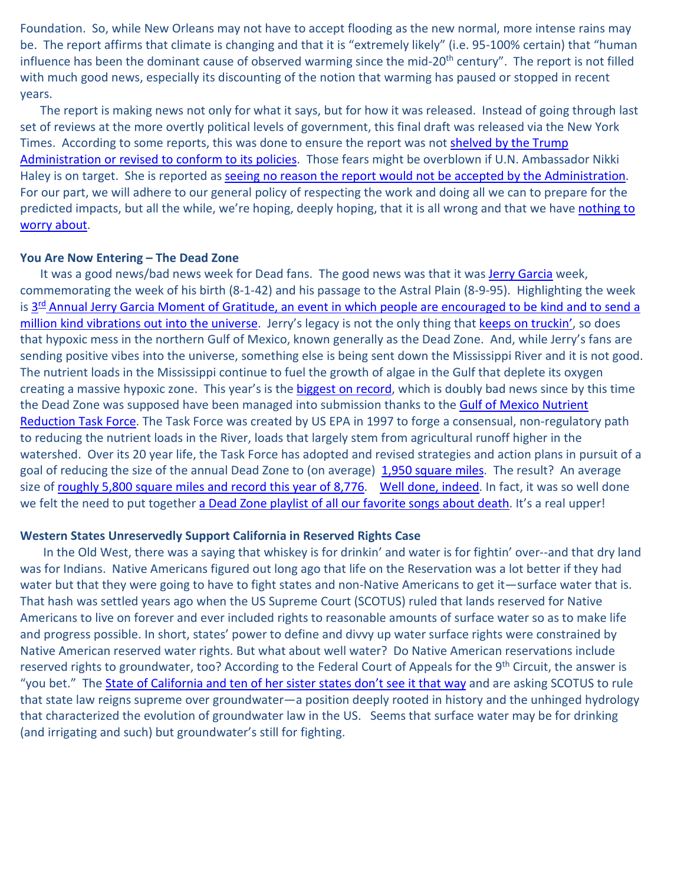Foundation. So, while New Orleans may not have to accept flooding as the new normal, more intense rains may be. The report affirms that climate is changing and that it is "extremely likely" (i.e. 95-100% certain) that "human influence has been the dominant cause of observed warming since the mid-20th century". The report is not filled with much good news, especially its discounting of the notion that warming has paused or stopped in recent years.

The report is making news not only for what it says, but for how it was released. Instead of going through last set of reviews at the more overtly political levels of government, this final draft was released via the New York Times. According to some reports, this was done to ensure the report was not shelved by the Trump Administration or revised to conform to its policies. Those fears might be overblown if U.N. Ambassador Nikki Haley is on target. She is reported as seeing no reason the report would not be accepted by the Administration. For our part, we will adhere to our general policy of respecting the work and doing all we can to prepare for the predicted impacts, but all the while, we're hoping, deeply hoping, that it is all wrong and that we have nothing to worry about.

### You Are Now Entering – The Dead Zone

It was a good news/bad news week for Dead fans. The good news was that it was Jerry Garcia week, commemorating the week of his birth (8-1-42) and his passage to the Astral Plain (8-9-95). Highlighting the week is 3rd Annual Jerry Garcia Moment of Gratitude, an event in which people are encouraged to be kind and to send a million kind vibrations out into the universe. Jerry's legacy is not the only thing that keeps on truckin', so does that hypoxic mess in the northern Gulf of Mexico, known generally as the Dead Zone. And, while Jerry's fans are sending positive vibes into the universe, something else is being sent down the Mississippi River and it is not good. The nutrient loads in the Mississippi continue to fuel the growth of algae in the Gulf that deplete its oxygen creating a massive hypoxic zone. This year's is the biggest on record, which is doubly bad news since by this time the Dead Zone was supposed have been managed into submission thanks to the Gulf of Mexico Nutrient Reduction Task Force. The Task Force was created by US EPA in 1997 to forge a consensual, non-regulatory path to reducing the nutrient loads in the River, loads that largely stem from agricultural runoff higher in the watershed. Over its 20 year life, the Task Force has adopted and revised strategies and action plans in pursuit of a goal of reducing the size of the annual Dead Zone to (on average) 1,950 square miles. The result? An average size of roughly 5,800 square miles and record this year of 8,776. Well done, indeed. In fact, it was so well done we felt the need to put together a Dead Zone playlist of all our favorite songs about death. It's a real upper!

### Western States Unreservedly Support California in Reserved Rights Case

In the Old West, there was a saying that whiskey is for drinkin' and water is for fightin' over--and that dry land was for Indians. Native Americans figured out long ago that life on the Reservation was a lot better if they had water but that they were going to have to fight states and non-Native Americans to get it—surface water that is. That hash was settled years ago when the US Supreme Court (SCOTUS) ruled that lands reserved for Native Americans to live on forever and ever included rights to reasonable amounts of surface water so as to make life and progress possible. In short, states' power to define and divvy up water surface rights were constrained by Native American reserved water rights. But what about well water? Do Native American reservations include reserved rights to groundwater, too? According to the Federal Court of Appeals for the 9th Circuit, the answer is "you bet." The State of California and ten of her sister states don't see it that way and are asking SCOTUS to rule that state law reigns supreme over groundwater—a position deeply rooted in history and the unhinged hydrology that characterized the evolution of groundwater law in the US. Seems that surface water may be for drinking (and irrigating and such) but groundwater's still for fighting.